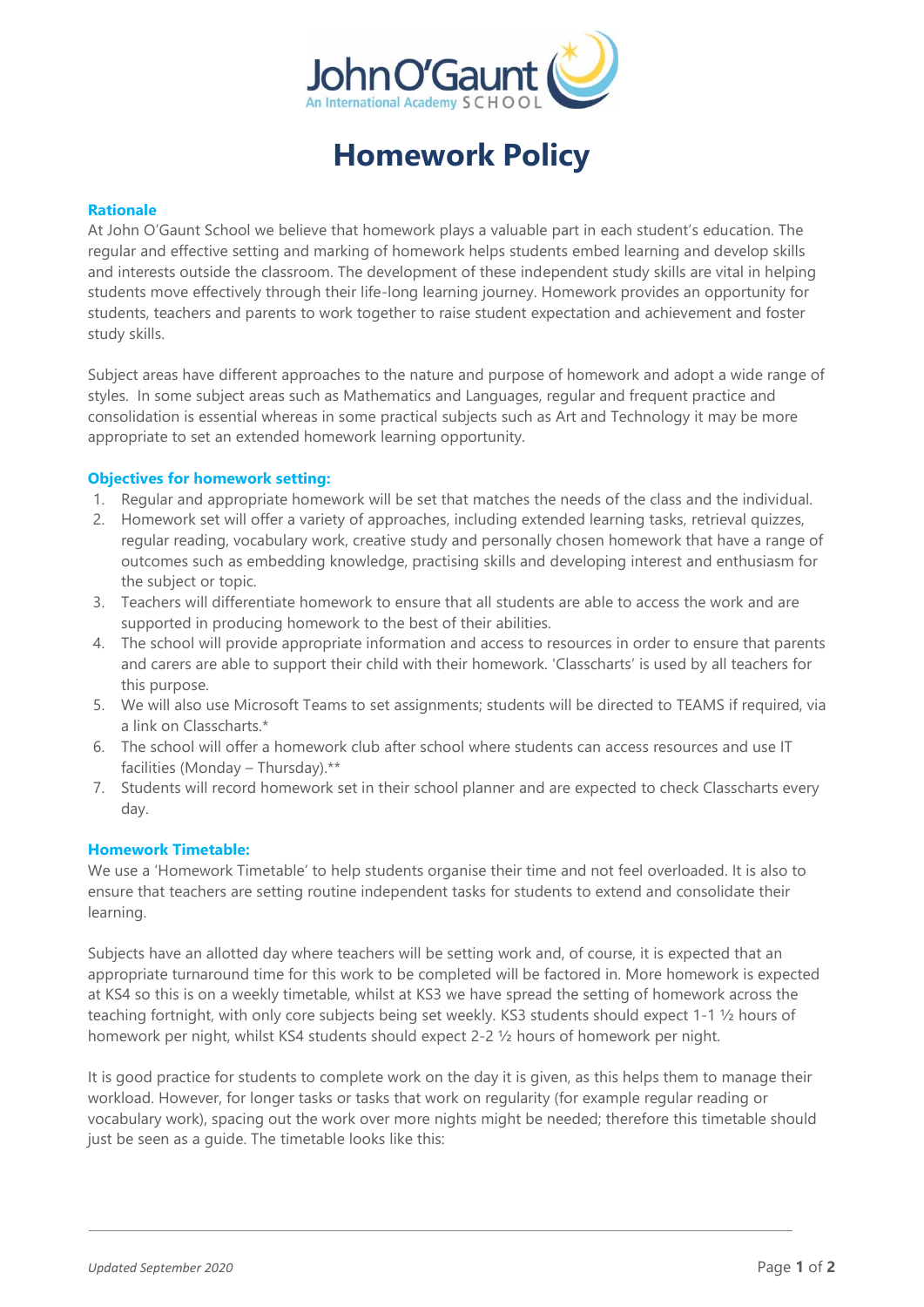# Homework Policy

### Rationale

At John O'Gaunt School we believe that homework plays a valuable part in each student's education. The regular and effective setting and marking of homework helps students embed learning and develop skills and interests outside the classroom. The development of these independent study skills are vital in helping students move effectively through their life-long learning journey. Homework provides an opportunity for students, teachers and parents to work together to raise student expectation and achievement and foster study skills.

Subject areas have different approaches to the nature and purpose of homework and adopt a wide range of styles. In some subject areas such as Mathematics and Languages, regular and frequent practice and consolidation is essential whereas in some practical subjects such as Art and Technology it may be more appropriate to set an extended homework learning opportunity.

### Objectives for homework setting:

1. Regular and appropriate homework will be set that matches the needs of the class and the individual.
2. Homework set will offer a variety of approaches, including extended learning tasks, retrieval quizzes, regular reading, vocabulary work, creative study and personally chosen homework that have a range of outcomes such as embedding knowledge, practising skills and developing interest and enthusiasm for the subject or topic.
3. Teachers will differentiate homework to ensure that all students are able to access the work and are supported in producing homework to the best of their abilities.
4. The school will provide appropriate information and access to resources in order to ensure that parents and carers are able to support their child with their homework. 'Classcharts' is used by all teachers for this purpose.
5. We will also use Microsoft Teams to set assignments; students will be directed to TEAMS if required, via a link on Classcharts.*
6. The school will offer a homework club after school where students can access resources and use IT facilities (Monday – Thursday).**
7. Students will record homework set in their school planner and are expected to check Classcharts every day.

### Homework Timetable:

We use a 'Homework Timetable' to help students organise their time and not feel overloaded. It is also to ensure that teachers are setting routine independent tasks for students to extend and consolidate their learning.

Subjects have an allotted day where teachers will be setting work and, of course, it is expected that an appropriate turnaround time for this work to be completed will be factored in. More homework is expected at KS4 so this is on a weekly timetable, whilst at KS3 we have spread the setting of homework across the teaching fortnight, with only core subjects being set weekly. KS3 students should expect 1-1 ½ hours of homework per night, whilst KS4 students should expect 2-2 ½ hours of homework per night.

It is good practice for students to complete work on the day it is given, as this helps them to manage their workload. However, for longer tasks or tasks that work on regularity (for example regular reading or vocabulary work), spacing out the work over more nights might be needed; therefore this timetable should just be seen as a guide. The timetable looks like this:

*Updated September 2020*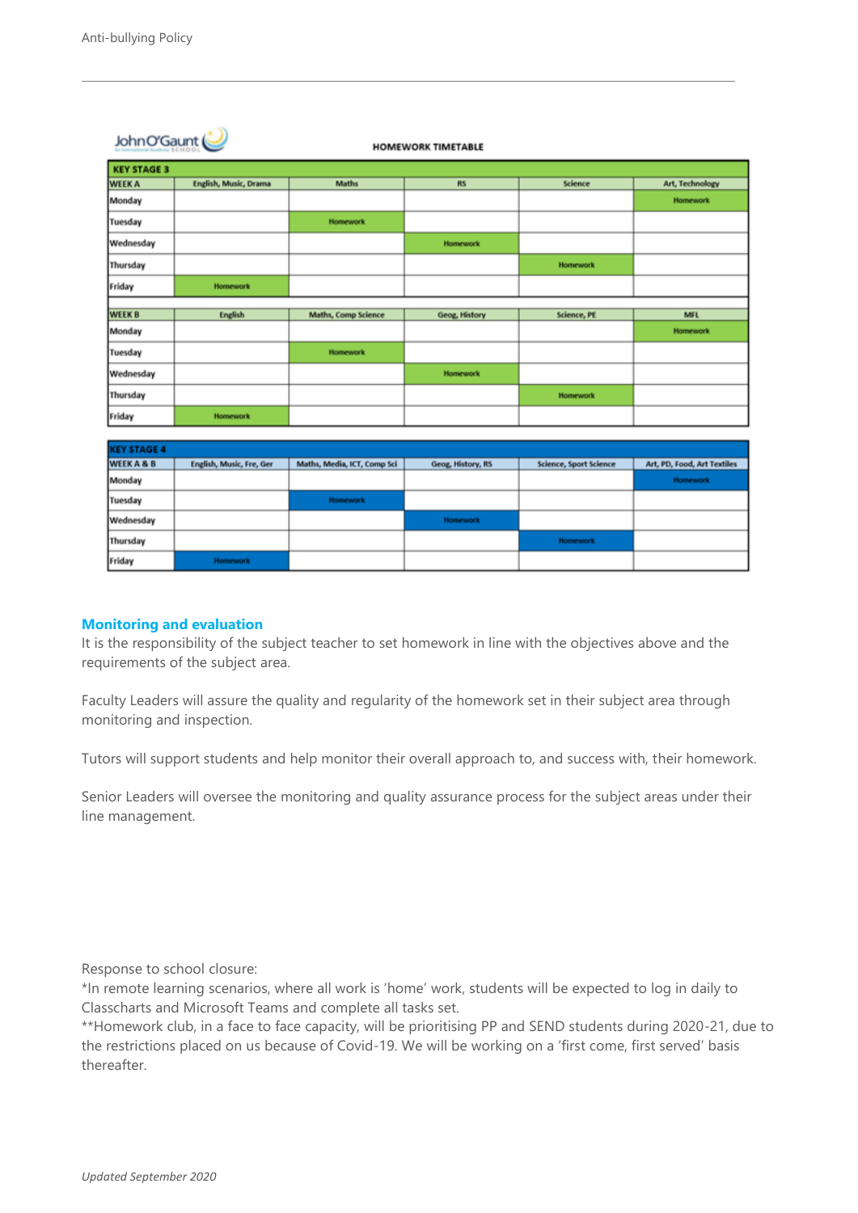JohnO'Gaunt SCHOOL

**HOMEWORK TIMETABLE**

| KEY STAGE 3 | | | | | |
|---|---|---|---|---|---|
| **WEEK A** | **English, Music, Drama** | **Maths** | **RS** | **Science** | **Art, Technology** |
| Monday | | | | | Homework |
| Tuesday | | Homework | | | |
| Wednesday | | | Homework | | |
| Thursday | | | | Homework | |
| Friday | Homework | | | | |
| **WEEK B** | **English** | **Maths, Comp Science** | **Geog, History** | **Science, PE** | **MFL** |
| Monday | | | | | Homework |
| Tuesday | | Homework | | | |
| Wednesday | | | Homework | | |
| Thursday | | | | Homework | |
| Friday | Homework | | | | |

| KEY STAGE 4 | | | | | |
|---|---|---|---|---|---|
| **WEEK A & B** | **English, Music, Fre, Ger** | **Maths, Media, ICT, Comp Sci** | **Geog, History, RS** | **Science, Sport Science** | **Art, PD, Food, Art Textiles** |
| Monday | | | | | Homework |
| Tuesday | | Homework | | | |
| Wednesday | | | Homework | | |
| Thursday | | | | Homework | |
| Friday | Homework | | | | |

## Monitoring and evaluation

It is the responsibility of the subject teacher to set homework in line with the objectives above and the requirements of the subject area.

Faculty Leaders will assure the quality and regularity of the homework set in their subject area through monitoring and inspection.

Tutors will support students and help monitor their overall approach to, and success with, their homework.

Senior Leaders will oversee the monitoring and quality assurance process for the subject areas under their line management.

Response to school closure:

*In remote learning scenarios, where all work is 'home' work, students will be expected to log in daily to Classcharts and Microsoft Teams and complete all tasks set.

**Homework club, in a face to face capacity, will be prioritising PP and SEND students during 2020-21, due to the restrictions placed on us because of Covid-19. We will be working on a 'first come, first served' basis thereafter.

*Updated September 2020*